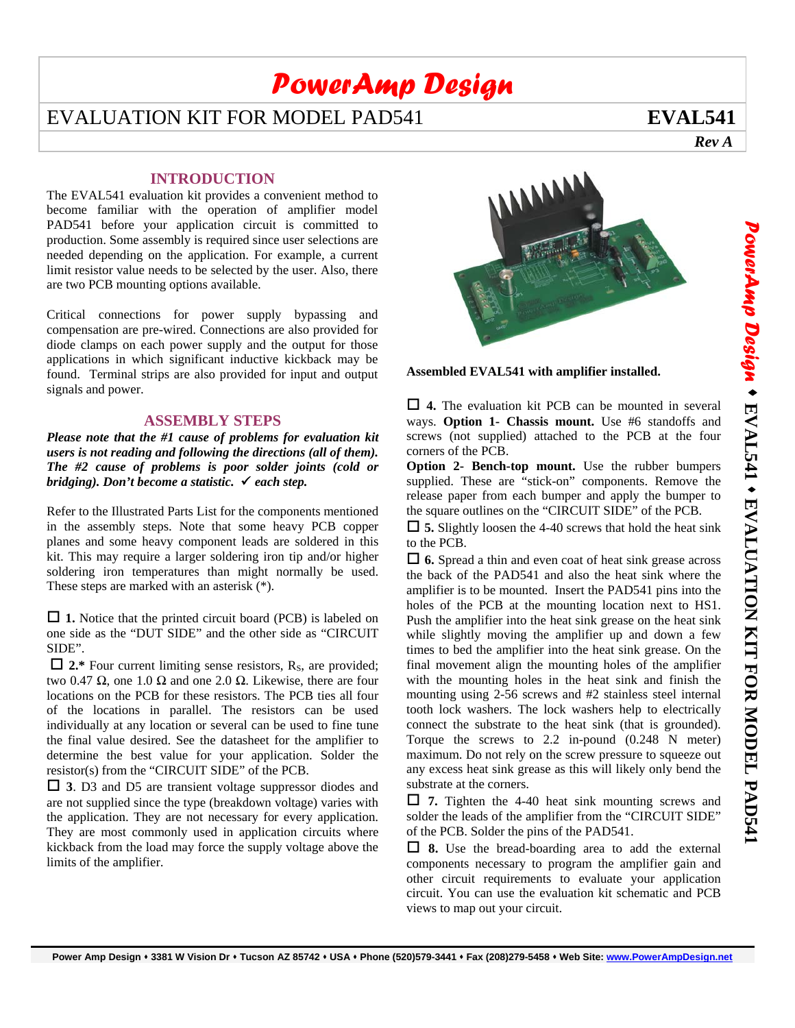# PowerAmp Design

## EVALUATION KIT FOR MODEL PAD541 — EVAL541

**Rev A**

## INTRODUCTION

The EVAL541 evaluation kit provides a convenient method to become familiar with the operation of amplifier model PAD541 before your application circuit is committed to production. Some assembly is required since user selections are needed depending on the application. For example, a current limit resistor value needs to be selected by the user. Also, there are two PCB mounting options available.

Critical connections for power supply bypassing and compensation are pre-wired. Connections are also provided for diode clamps on each power supply and the output for those applications in which significant inductive kickback may be found. Terminal strips are also provided for input and output signals and power.

## ASSEMBLY STEPS

***Please note that the #1 cause of problems for evaluation kit users is not reading and following the directions (all of them). The #2 cause of problems is poor solder joints (cold or bridging). Don't become a statistic. ✓ each step.***

Refer to the Illustrated Parts List for the components mentioned in the assembly steps. Note that some heavy PCB copper planes and some heavy component leads are soldered in this kit. This may require a larger soldering iron tip and/or higher soldering iron temperatures than might normally be used. These steps are marked with an asterisk (*).

☐ **1.** Notice that the printed circuit board (PCB) is labeled on one side as the "DUT SIDE" and the other side as "CIRCUIT SIDE".

☐ **2.*** Four current limiting sense resistors, $R_S$, are provided; two 0.47 Ω, one 1.0 Ω and one 2.0 Ω. Likewise, there are four locations on the PCB for these resistors. The PCB ties all four of the locations in parallel. The resistors can be used individually at any location or several can be used to fine tune the final value desired. See the datasheet for the amplifier to determine the best value for your application. Solder the resistor(s) from the "CIRCUIT SIDE" of the PCB.

☐ **3**. D3 and D5 are transient voltage suppressor diodes and are not supplied since the type (breakdown voltage) varies with the application. They are not necessary for every application. They are most commonly used in application circuits where kickback from the load may force the supply voltage above the limits of the amplifier.

**Assembled EVAL541 with amplifier installed.**

☐ **4.** The evaluation kit PCB can be mounted in several ways. **Option 1- Chassis mount.** Use #6 standoffs and screws (not supplied) attached to the PCB at the four corners of the PCB.
**Option 2- Bench-top mount.** Use the rubber bumpers supplied. These are "stick-on" components. Remove the release paper from each bumper and apply the bumper to the square outlines on the "CIRCUIT SIDE" of the PCB.

☐ **5.** Slightly loosen the 4-40 screws that hold the heat sink to the PCB.

☐ **6.** Spread a thin and even coat of heat sink grease across the back of the PAD541 and also the heat sink where the amplifier is to be mounted. Insert the PAD541 pins into the holes of the PCB at the mounting location next to HS1. Push the amplifier into the heat sink grease on the heat sink while slightly moving the amplifier up and down a few times to bed the amplifier into the heat sink grease. On the final movement align the mounting holes of the amplifier with the mounting holes in the heat sink and finish the mounting using 2-56 screws and #2 stainless steel internal tooth lock washers. The lock washers help to electrically connect the substrate to the heat sink (that is grounded). Torque the screws to 2.2 in-pound (0.248 N meter) maximum. Do not rely on the screw pressure to squeeze out any excess heat sink grease as this will likely only bend the substrate at the corners.

☐ **7.** Tighten the 4-40 heat sink mounting screws and solder the leads of the amplifier from the "CIRCUIT SIDE" of the PCB. Solder the pins of the PAD541.

☐ **8.** Use the bread-boarding area to add the external components necessary to program the amplifier gain and other circuit requirements to evaluate your application circuit. You can use the evaluation kit schematic and PCB views to map out your circuit.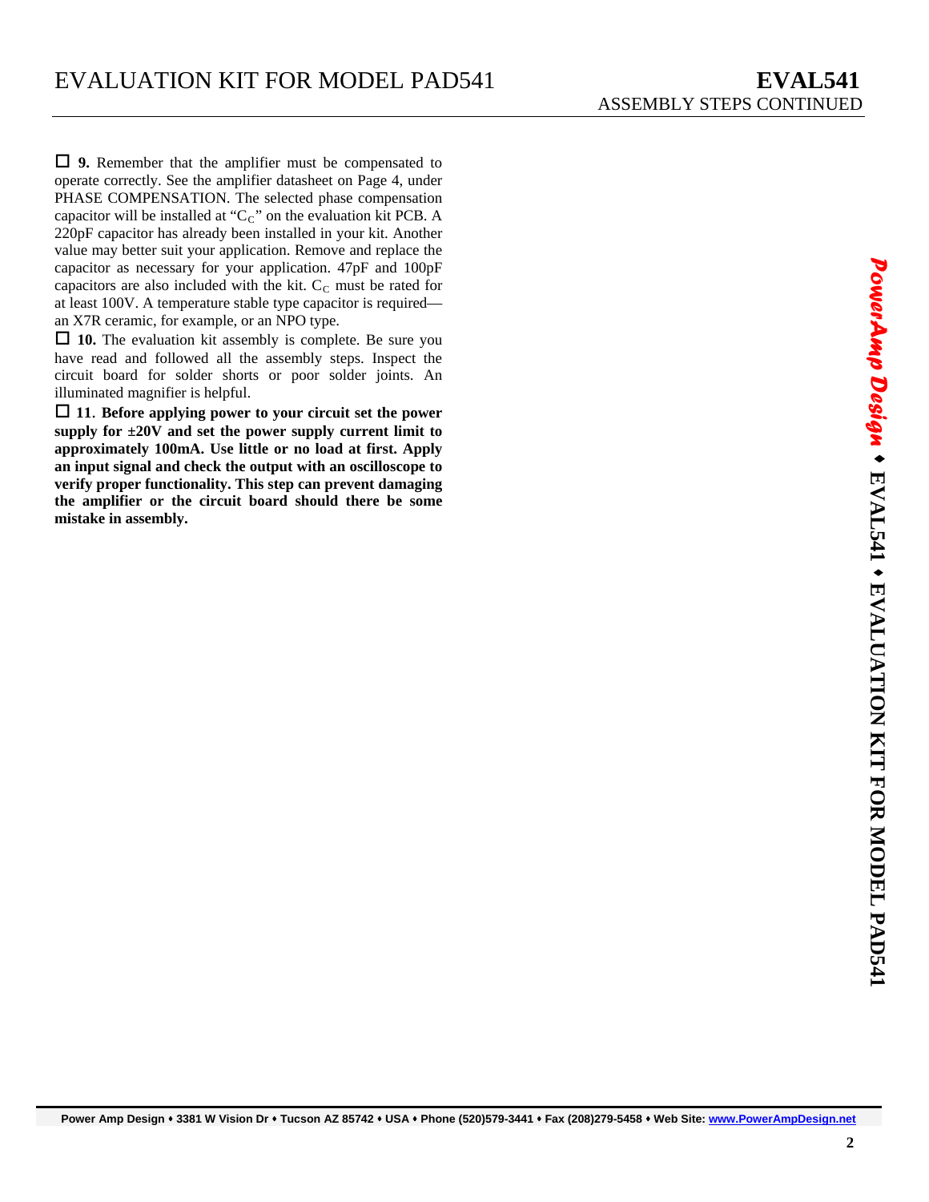☐ **9.** Remember that the amplifier must be compensated to operate correctly. See the amplifier datasheet on Page 4, under PHASE COMPENSATION. The selected phase compensation capacitor will be installed at "$C_C$" on the evaluation kit PCB. A 220pF capacitor has already been installed in your kit. Another value may better suit your application. Remove and replace the capacitor as necessary for your application. 47pF and 100pF capacitors are also included with the kit. $C_C$ must be rated for at least 100V. A temperature stable type capacitor is required—an X7R ceramic, for example, or an NPO type.

☐ **10.** The evaluation kit assembly is complete. Be sure you have read and followed all the assembly steps. Inspect the circuit board for solder shorts or poor solder joints. An illuminated magnifier is helpful.

☐ **11. Before applying power to your circuit set the power supply for ±20V and set the power supply current limit to approximately 100mA. Use little or no load at first. Apply an input signal and check the output with an oscilloscope to verify proper functionality. This step can prevent damaging the amplifier or the circuit board should there be some mistake in assembly.**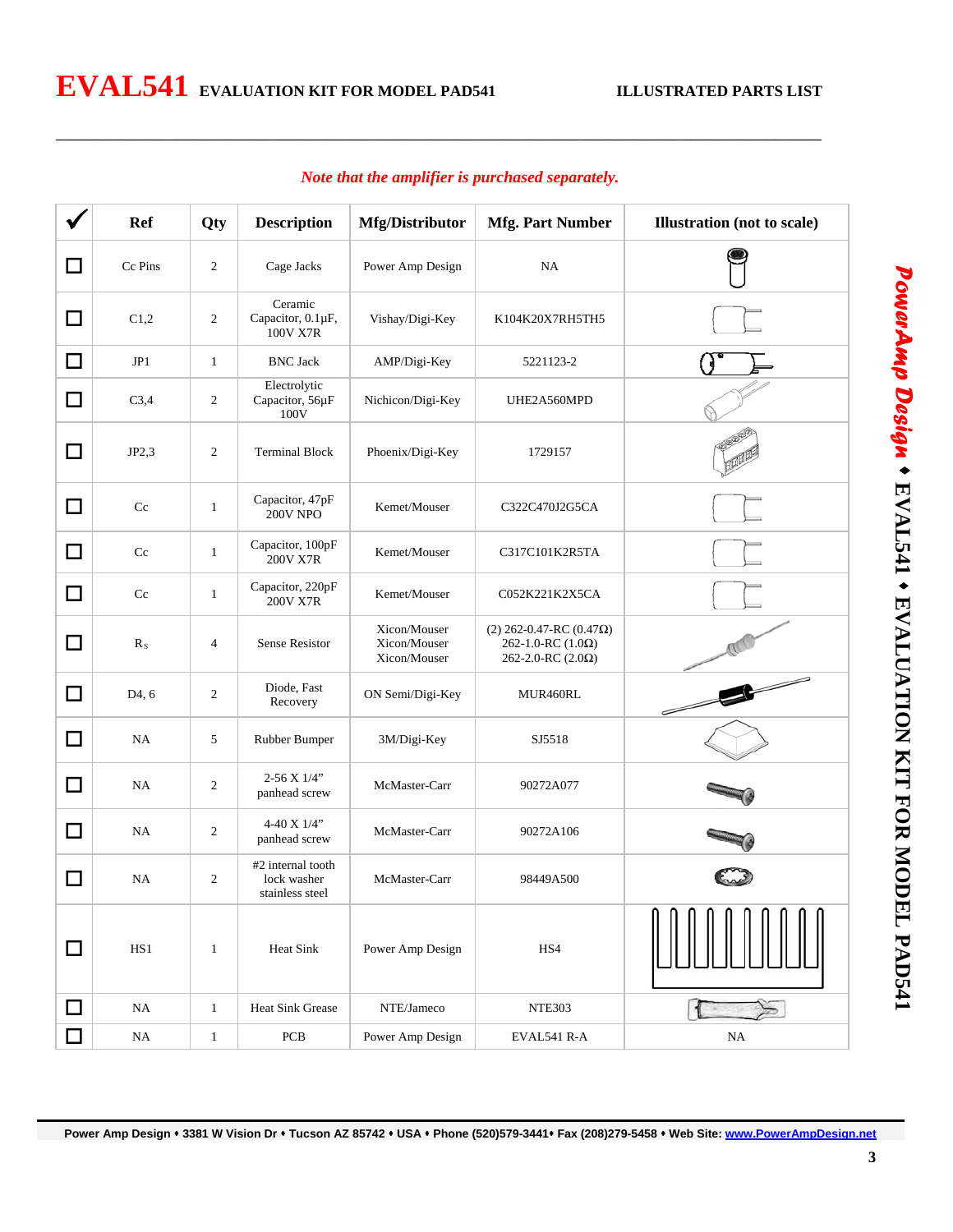# EVAL541 EVALUATION KIT FOR MODEL PAD541

ILLUSTRATED PARTS LIST

*Note that the amplifier is purchased separately.*

| ✓ | Ref | Qty | Description | Mfg/Distributor | Mfg. Part Number | Illustration (not to scale) |
|---|---|---|---|---|---|---|
| ☐ | Cc Pins | 2 | Cage Jacks | Power Amp Design | NA | |
| ☐ | C1,2 | 2 | Ceramic Capacitor, 0.1µF, 100V X7R | Vishay/Digi-Key | K104K20X7RH5TH5 | |
| ☐ | JP1 | 1 | BNC Jack | AMP/Digi-Key | 5221123-2 | |
| ☐ | C3,4 | 2 | Electrolytic Capacitor, 56µF 100V | Nichicon/Digi-Key | UHE2A560MPD | |
| ☐ | JP2,3 | 2 | Terminal Block | Phoenix/Digi-Key | 1729157 | |
| ☐ | Cc | 1 | Capacitor, 47pF 200V NPO | Kemet/Mouser | C322C470J2G5CA | |
| ☐ | Cc | 1 | Capacitor, 100pF 200V X7R | Kemet/Mouser | C317C101K2R5TA | |
| ☐ | Cc | 1 | Capacitor, 220pF 200V X7R | Kemet/Mouser | C052K221K2X5CA | |
| ☐ | $R_S$ | 4 | Sense Resistor | Xicon/Mouser Xicon/Mouser Xicon/Mouser | (2) 262-0.47-RC (0.47Ω) 262-1.0-RC (1.0Ω) 262-2.0-RC (2.0Ω) | |
| ☐ | D4, 6 | 2 | Diode, Fast Recovery | ON Semi/Digi-Key | MUR460RL | |
| ☐ | NA | 5 | Rubber Bumper | 3M/Digi-Key | SJ5518 | |
| ☐ | NA | 2 | 2-56 X 1/4" panhead screw | McMaster-Carr | 90272A077 | |
| ☐ | NA | 2 | 4-40 X 1/4" panhead screw | McMaster-Carr | 90272A106 | |
| ☐ | NA | 2 | #2 internal tooth lock washer stainless steel | McMaster-Carr | 98449A500 | |
| ☐ | HS1 | 1 | Heat Sink | Power Amp Design | HS4 | |
| ☐ | NA | 1 | Heat Sink Grease | NTE/Jameco | NTE303 | |
| ☐ | NA | 1 | PCB | Power Amp Design | EVAL541 R-A | NA |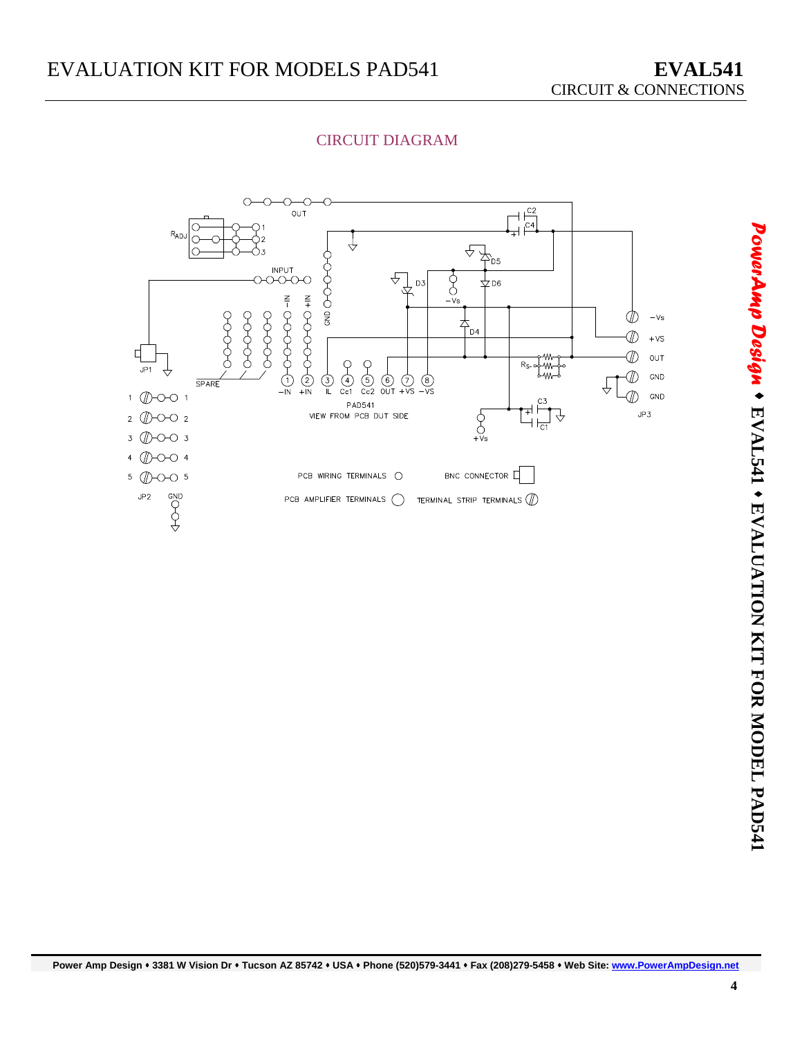# EVALUATION KIT FOR MODELS PAD541

## EVAL541
CIRCUIT & CONNECTIONS

### CIRCUIT DIAGRAM

OUT

$R_{ADJ}$ 1 2 3

INPUT

−IN +IN GND

SPARE

JP1

1 −IN 2 +IN 3 IL 4 Cc1 5 Cc2 6 OUT 7 +VS 8 −VS

PAD541
VIEW FROM PCB DUT SIDE

C2 C4 D5 D3 D6 −Vs D4

$R_S$

C3 C1 +Vs

−Vs +VS OUT GND GND

JP3

1 1
2 2
3 3
4 4
5 5

JP2 GND

PCB WIRING TERMINALS ○ BNC CONNECTOR

PCB AMPLIFIER TERMINALS ◯ TERMINAL STRIP TERMINALS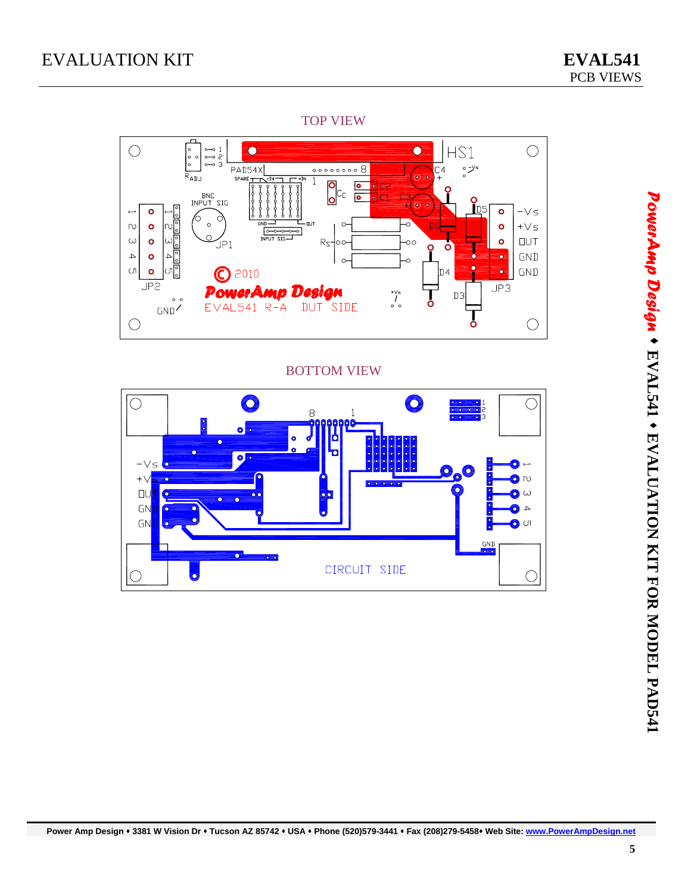# EVALUATION KIT

## EVAL541
PCB VIEWS

TOP VIEW

BOTTOM VIEW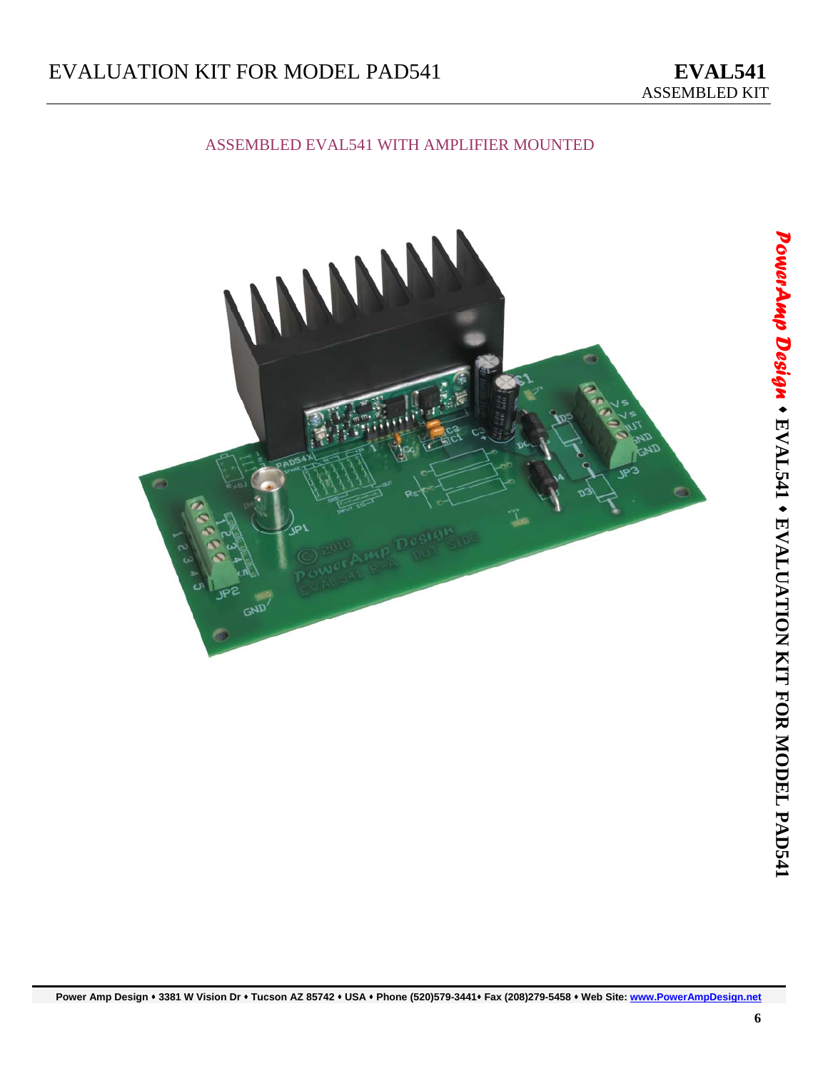ASSEMBLED EVAL541 WITH AMPLIFIER MOUNTED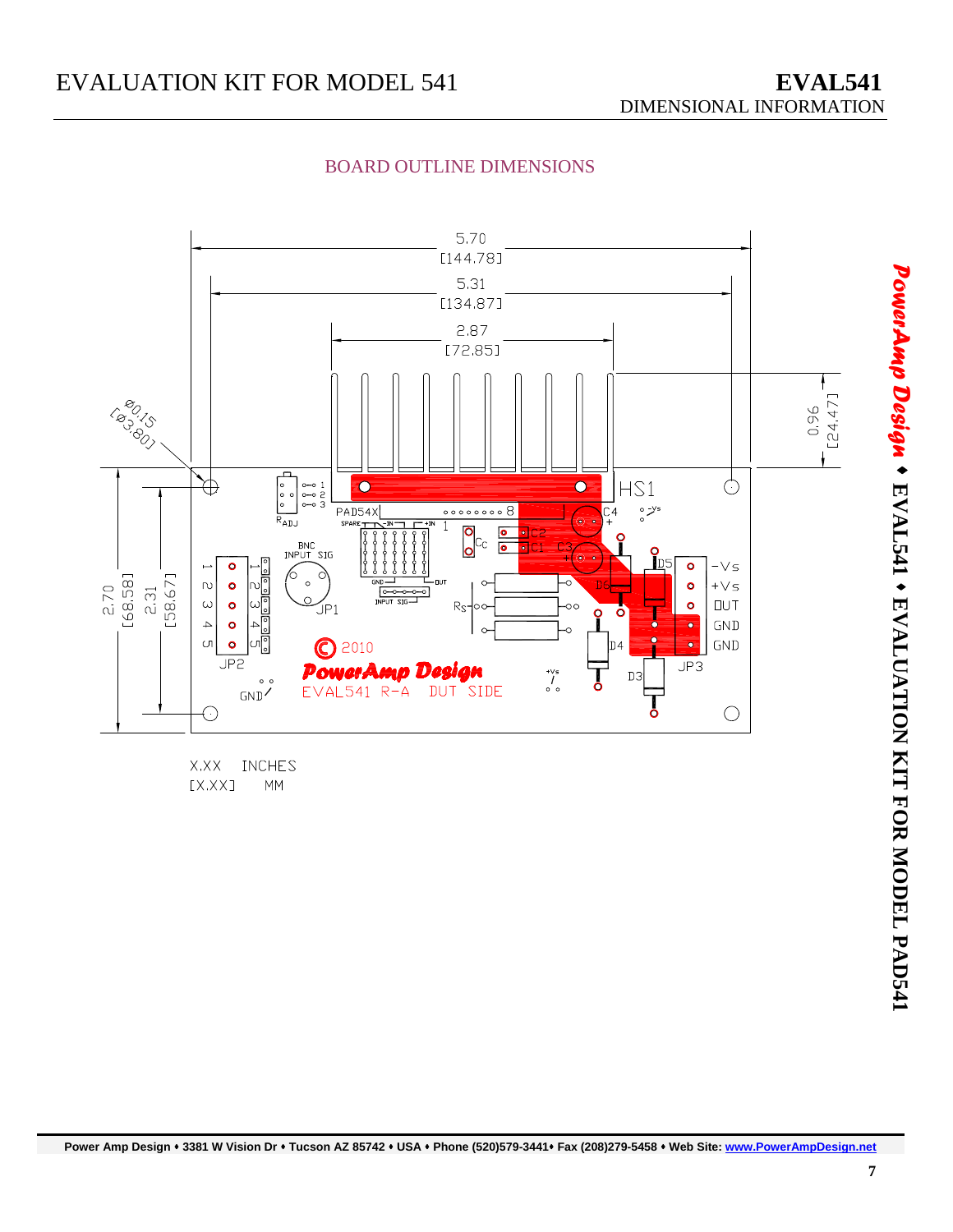# BOARD OUTLINE DIMENSIONS

5.70
[144.78]

5.31
[134.87]

2.87
[72.85]

0.96
[24.47]

Ø0.15
[Ø3.80]

2.70
[68.58]

2.31
[58.67]

HS1

PAD54X

RADJ

BNC INPUT SIG

JP1

JP2

JP3

C4 C3 C2 C1 Cc

D3 D4 D5 D6

Rs

-Vs
+Vs
OUT
GND
GND

GND

© 2010

PowerAmp Design

EVAL541 R-A OUT SIDE

X.XX INCHES
[X.XX] MM